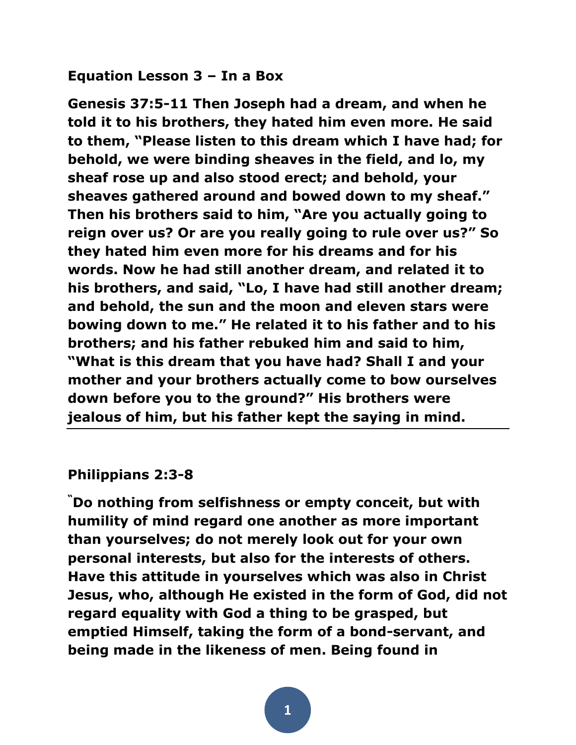**Equation Lesson 3 – In a Box**

**Genesis 37:5-11 Then Joseph had a dream, and when he told it to his brothers, they hated him even more. He said to them, "Please listen to this dream which I have had; for behold, we were binding sheaves in the field, and lo, my sheaf rose up and also stood erect; and behold, your sheaves gathered around and bowed down to my sheaf." Then his brothers said to him, "Are you actually going to reign over us? Or are you really going to rule over us?" So they hated him even more for his dreams and for his words. Now he had still another dream, and related it to his brothers, and said, "Lo, I have had still another dream; and behold, the sun and the moon and eleven stars were bowing down to me." He related it to his father and to his brothers; and his father rebuked him and said to him, "What is this dream that you have had? Shall I and your mother and your brothers actually come to bow ourselves down before you to the ground?" His brothers were jealous of him, but his father kept the saying in mind.**

---

**Philippians 2:3-8**

**"Do nothing from selfishness or empty conceit, but with humility of mind regard one another as more important than yourselves; do not merely look out for your own personal interests, but also for the interests of others. Have this attitude in yourselves which was also in Christ Jesus, who, although He existed in the form of God, did not regard equality with God a thing to be grasped, but emptied Himself, taking the form of a bond-servant, and being made in the likeness of men. Being found in**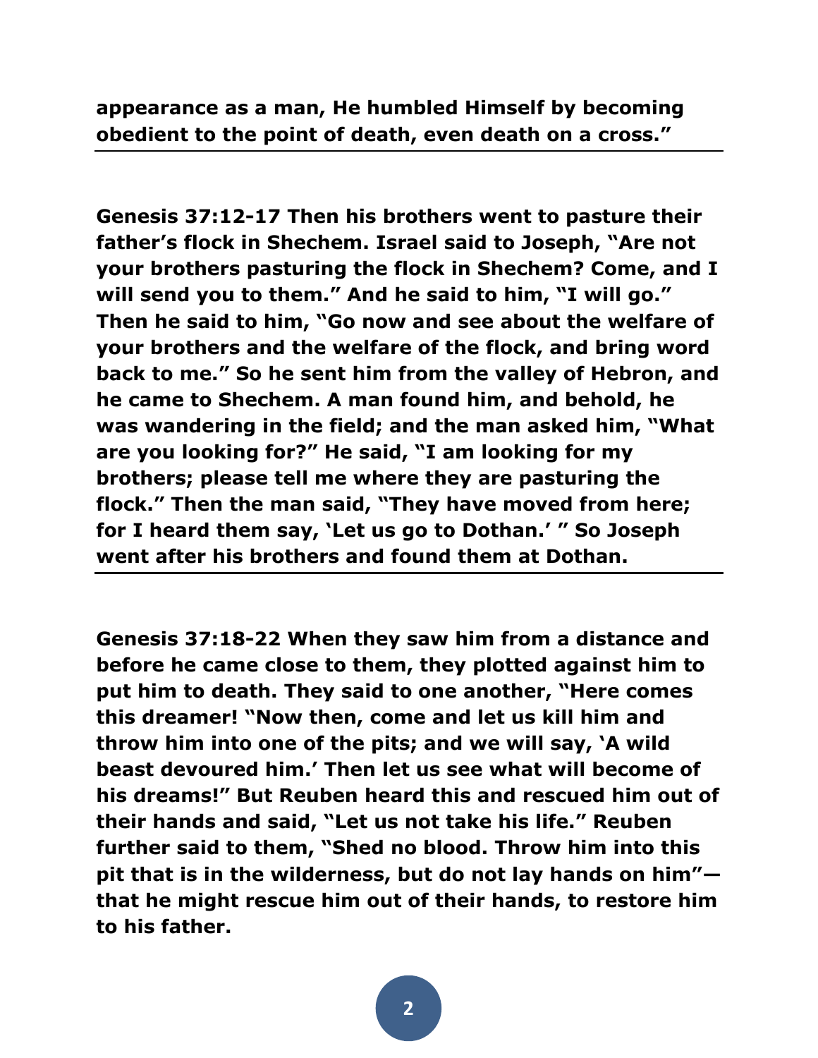**appearance as a man, He humbled Himself by becoming obedient to the point of death, even death on a cross."**

---

**Genesis 37:12-17 Then his brothers went to pasture their father's flock in Shechem. Israel said to Joseph, "Are not your brothers pasturing the flock in Shechem? Come, and I will send you to them." And he said to him, "I will go." Then he said to him, "Go now and see about the welfare of your brothers and the welfare of the flock, and bring word back to me." So he sent him from the valley of Hebron, and he came to Shechem. A man found him, and behold, he was wandering in the field; and the man asked him, "What are you looking for?" He said, "I am looking for my brothers; please tell me where they are pasturing the flock." Then the man said, "They have moved from here; for I heard them say, 'Let us go to Dothan.' " So Joseph went after his brothers and found them at Dothan.**

---

**Genesis 37:18-22 When they saw him from a distance and before he came close to them, they plotted against him to put him to death. They said to one another, "Here comes this dreamer! "Now then, come and let us kill him and throw him into one of the pits; and we will say, 'A wild beast devoured him.' Then let us see what will become of his dreams!" But Reuben heard this and rescued him out of their hands and said, "Let us not take his life." Reuben further said to them, "Shed no blood. Throw him into this pit that is in the wilderness, but do not lay hands on him"—that he might rescue him out of their hands, to restore him to his father.**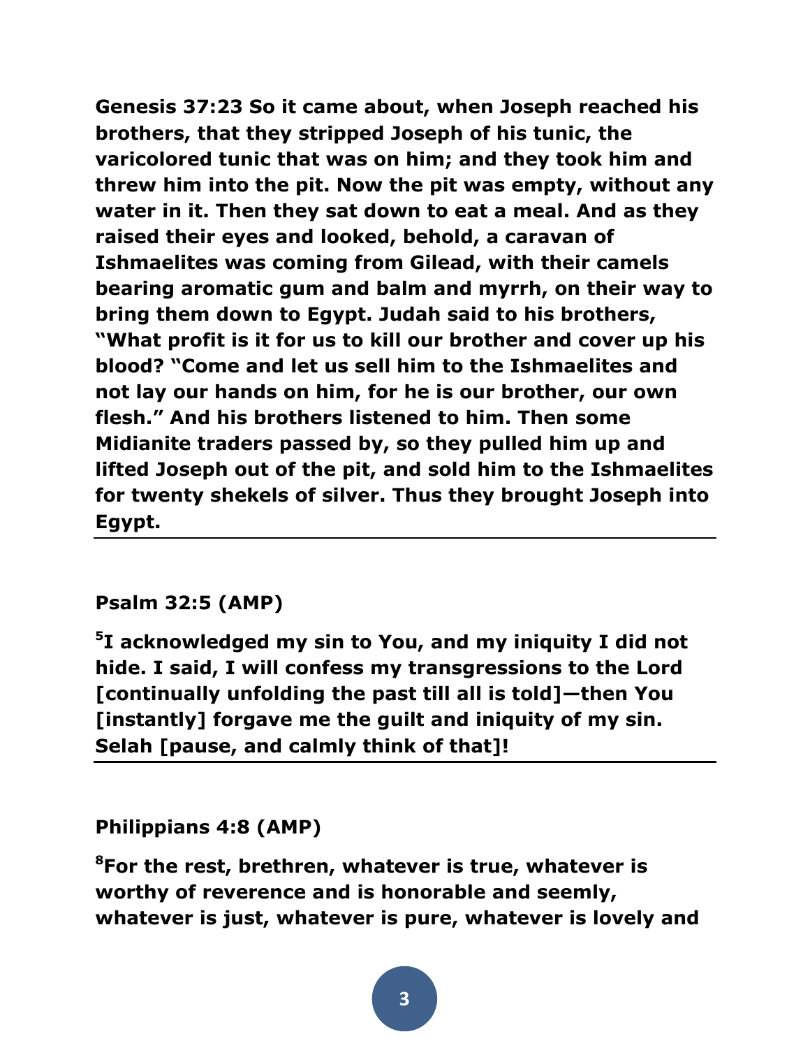**Genesis 37:23 So it came about, when Joseph reached his brothers, that they stripped Joseph of his tunic, the varicolored tunic that was on him; and they took him and threw him into the pit. Now the pit was empty, without any water in it. Then they sat down to eat a meal. And as they raised their eyes and looked, behold, a caravan of Ishmaelites was coming from Gilead, with their camels bearing aromatic gum and balm and myrrh, on their way to bring them down to Egypt. Judah said to his brothers, "What profit is it for us to kill our brother and cover up his blood? "Come and let us sell him to the Ishmaelites and not lay our hands on him, for he is our brother, our own flesh." And his brothers listened to him. Then some Midianite traders passed by, so they pulled him up and lifted Joseph out of the pit, and sold him to the Ishmaelites for twenty shekels of silver. Thus they brought Joseph into Egypt.**

---

**Psalm 32:5 (AMP)**

**[5]I acknowledged my sin to You, and my iniquity I did not hide. I said, I will confess my transgressions to the Lord [continually unfolding the past till all is told]—then You [instantly] forgave me the guilt and iniquity of my sin. Selah [pause, and calmly think of that]!**

---

**Philippians 4:8 (AMP)**

**[8]For the rest, brethren, whatever is true, whatever is worthy of reverence and is honorable and seemly, whatever is just, whatever is pure, whatever is lovely and**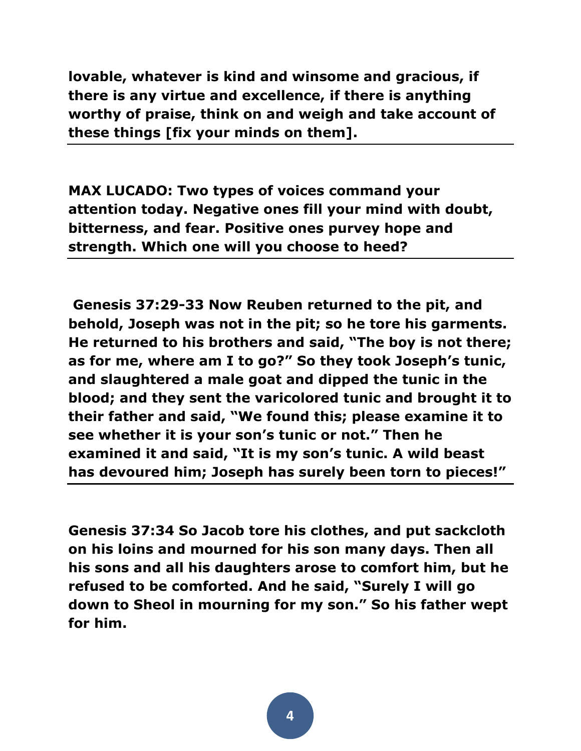**lovable, whatever is kind and winsome and gracious, if there is any virtue and excellence, if there is anything worthy of praise, think on and weigh and take account of these things [fix your minds on them].**

---

**MAX LUCADO: Two types of voices command your attention today. Negative ones fill your mind with doubt, bitterness, and fear. Positive ones purvey hope and strength. Which one will you choose to heed?**

---

**Genesis 37:29-33 Now Reuben returned to the pit, and behold, Joseph was not in the pit; so he tore his garments. He returned to his brothers and said, "The boy is not there; as for me, where am I to go?" So they took Joseph's tunic, and slaughtered a male goat and dipped the tunic in the blood; and they sent the varicolored tunic and brought it to their father and said, "We found this; please examine it to see whether it is your son's tunic or not." Then he examined it and said, "It is my son's tunic. A wild beast has devoured him; Joseph has surely been torn to pieces!"**

---

**Genesis 37:34 So Jacob tore his clothes, and put sackcloth on his loins and mourned for his son many days. Then all his sons and all his daughters arose to comfort him, but he refused to be comforted. And he said, "Surely I will go down to Sheol in mourning for my son." So his father wept for him.**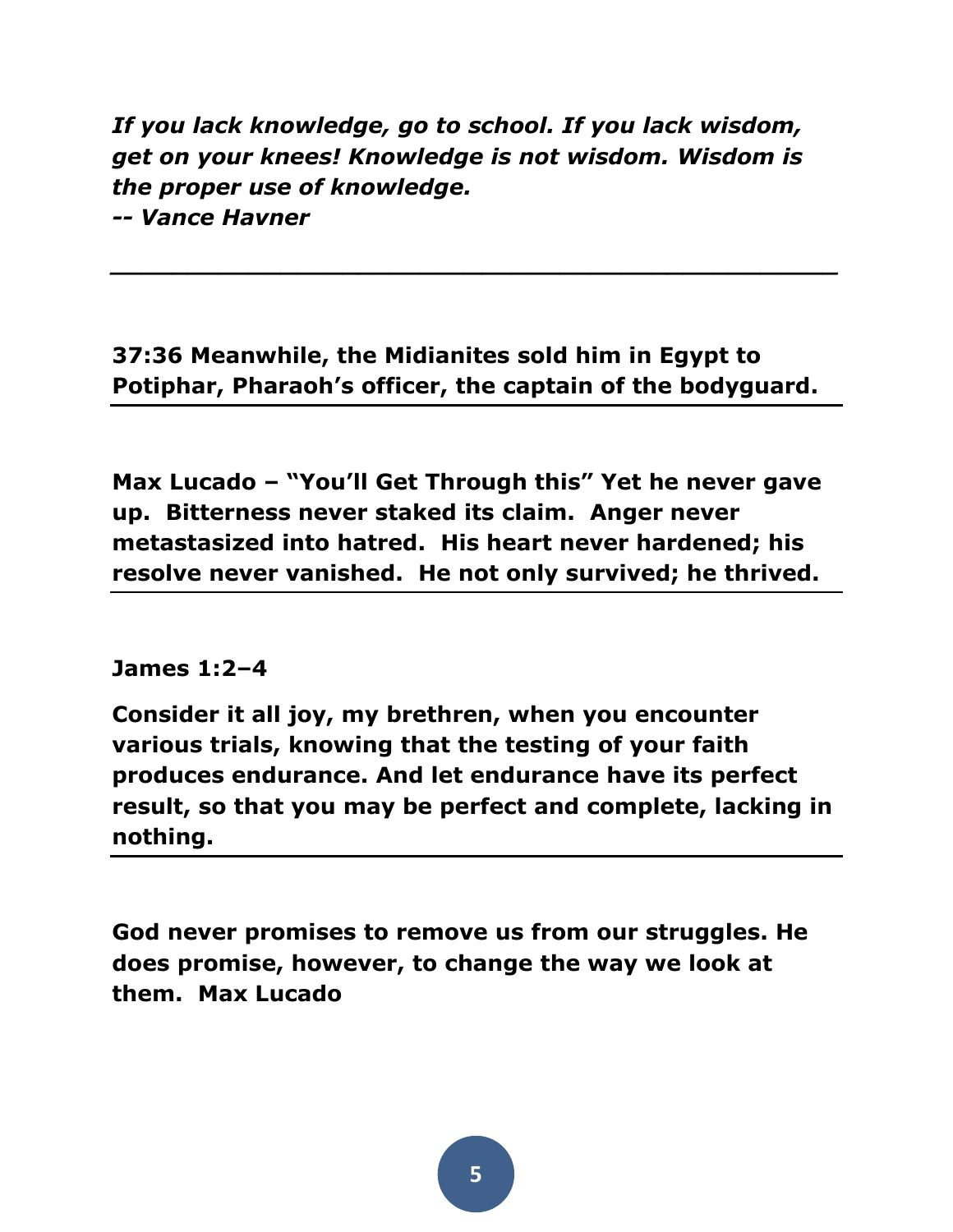***If you lack knowledge, go to school. If you lack wisdom, get on your knees! Knowledge is not wisdom. Wisdom is the proper use of knowledge.***
***-- Vance Havner***

---

**37:36 Meanwhile, the Midianites sold him in Egypt to Potiphar, Pharaoh's officer, the captain of the bodyguard.**

---

**Max Lucado – "You'll Get Through this" Yet he never gave up. Bitterness never staked its claim. Anger never metastasized into hatred. His heart never hardened; his resolve never vanished. He not only survived; he thrived.**

---

**James 1:2–4**

**Consider it all joy, my brethren, when you encounter various trials, knowing that the testing of your faith produces endurance. And let endurance have its perfect result, so that you may be perfect and complete, lacking in nothing.**

---

**God never promises to remove us from our struggles. He does promise, however, to change the way we look at them. Max Lucado**